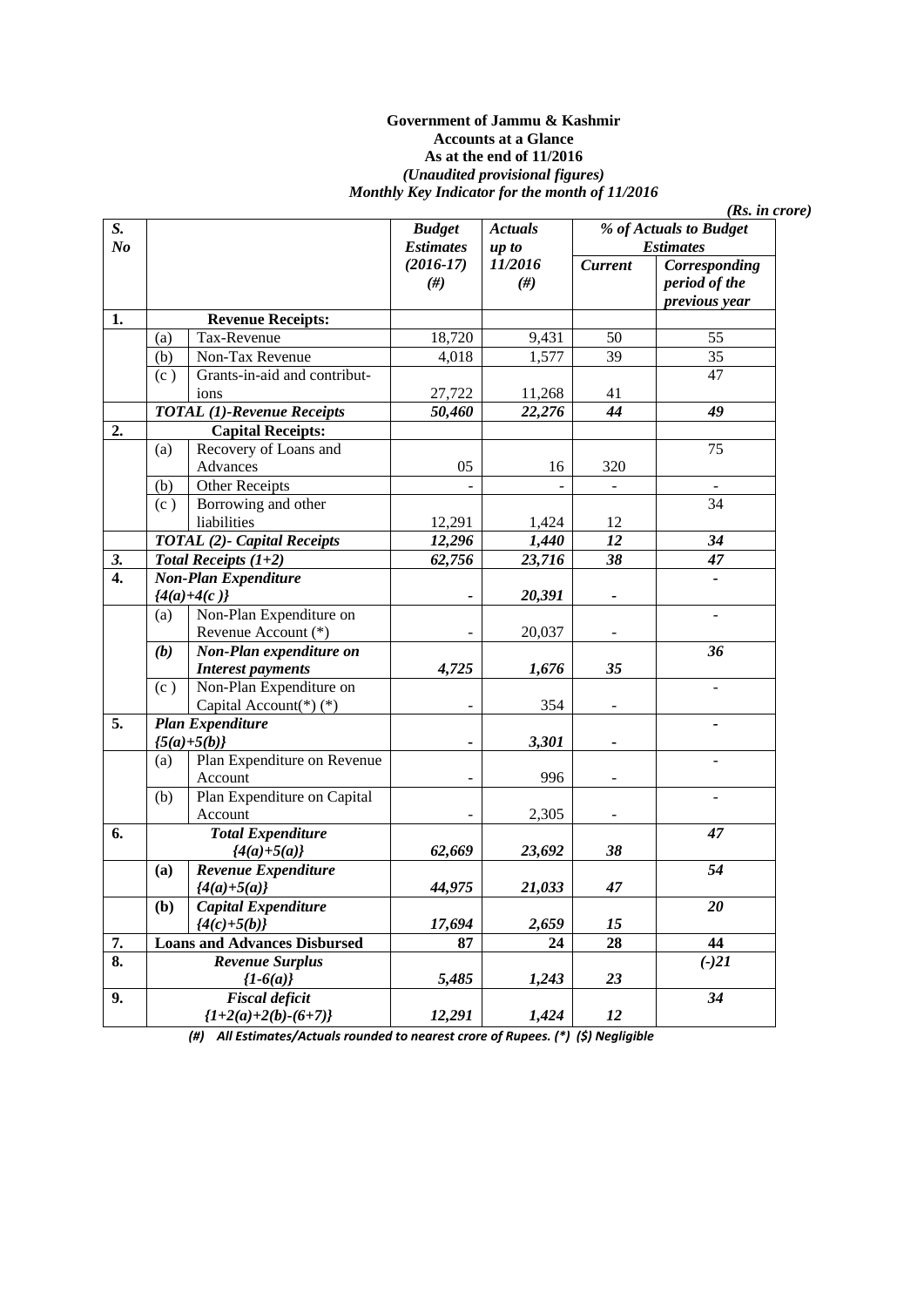**Government of Jammu & Kashmir**
**Accounts at a Glance**
**As at the end of 11/2016**
***(Unaudited provisional figures)***
***Monthly Key Indicator for the month of 11/2016***

***(Rs. in crore)***

| S. No | | | Budget Estimates (2016-17) (#) | Actuals up to 11/2016 (#) | % of Actuals to Budget Estimates | |
|---|---|---|---|---|---|---|
| | | | | | Current | Corresponding period of the previous year |
| **1.** | | **Revenue Receipts:** | | | | |
| | (a) | Tax-Revenue | 18,720 | 9,431 | 50 | 55 |
| | (b) | Non-Tax Revenue | 4,018 | 1,577 | 39 | 35 |
| | (c ) | Grants-in-aid and contributions | 27,722 | 11,268 | 41 | 47 |
| | | ***TOTAL (1)-Revenue Receipts*** | ***50,460*** | ***22,276*** | ***44*** | ***49*** |
| **2.** | | **Capital Receipts:** | | | | |
| | (a) | Recovery of Loans and Advances | 05 | 16 | 320 | 75 |
| | (b) | Other Receipts | - | - | - | - |
| | (c ) | Borrowing and other liabilities | 12,291 | 1,424 | 12 | 34 |
| | | ***TOTAL (2)- Capital Receipts*** | ***12,296*** | ***1,440*** | ***12*** | ***34*** |
| ***3.*** | | ***Total Receipts (1+2)*** | ***62,756*** | ***23,716*** | ***38*** | ***47*** |
| **4.** | | ***Non-Plan Expenditure {4(a)+4(c )}*** | - | ***20,391*** | - | - |
| | (a) | Non-Plan Expenditure on Revenue Account (*) | - | 20,037 | - | - |
| | ***(b)*** | ***Non-Plan expenditure on Interest payments*** | ***4,725*** | ***1,676*** | ***35*** | ***36*** |
| | (c ) | Non-Plan Expenditure on Capital Account(*) (*) | - | 354 | - | - |
| **5.** | | ***Plan Expenditure {5(a)+5(b)}*** | - | ***3,301*** | - | - |
| | (a) | Plan Expenditure on Revenue Account | - | 996 | - | - |
| | (b) | Plan Expenditure on Capital Account | - | 2,305 | - | - |
| **6.** | | ***Total Expenditure {4(a)+5(a)}*** | ***62,669*** | ***23,692*** | ***38*** | ***47*** |
| | **(a)** | ***Revenue Expenditure {4(a)+5(a)}*** | ***44,975*** | ***21,033*** | ***47*** | ***54*** |
| | **(b)** | ***Capital Expenditure {4(c)+5(b)}*** | ***17,694*** | ***2,659*** | ***15*** | ***20*** |
| **7.** | | **Loans and Advances Disbursed** | **87** | **24** | **28** | **44** |
| **8.** | | ***Revenue Surplus {1-6(a)}*** | ***5,485*** | ***1,243*** | ***23*** | ***(-)21*** |
| **9.** | | ***Fiscal deficit {1+2(a)+2(b)-(6+7)}*** | ***12,291*** | ***1,424*** | ***12*** | ***34*** |

***(#) All Estimates/Actuals rounded to nearest crore of Rupees. (*) ($) Negligible***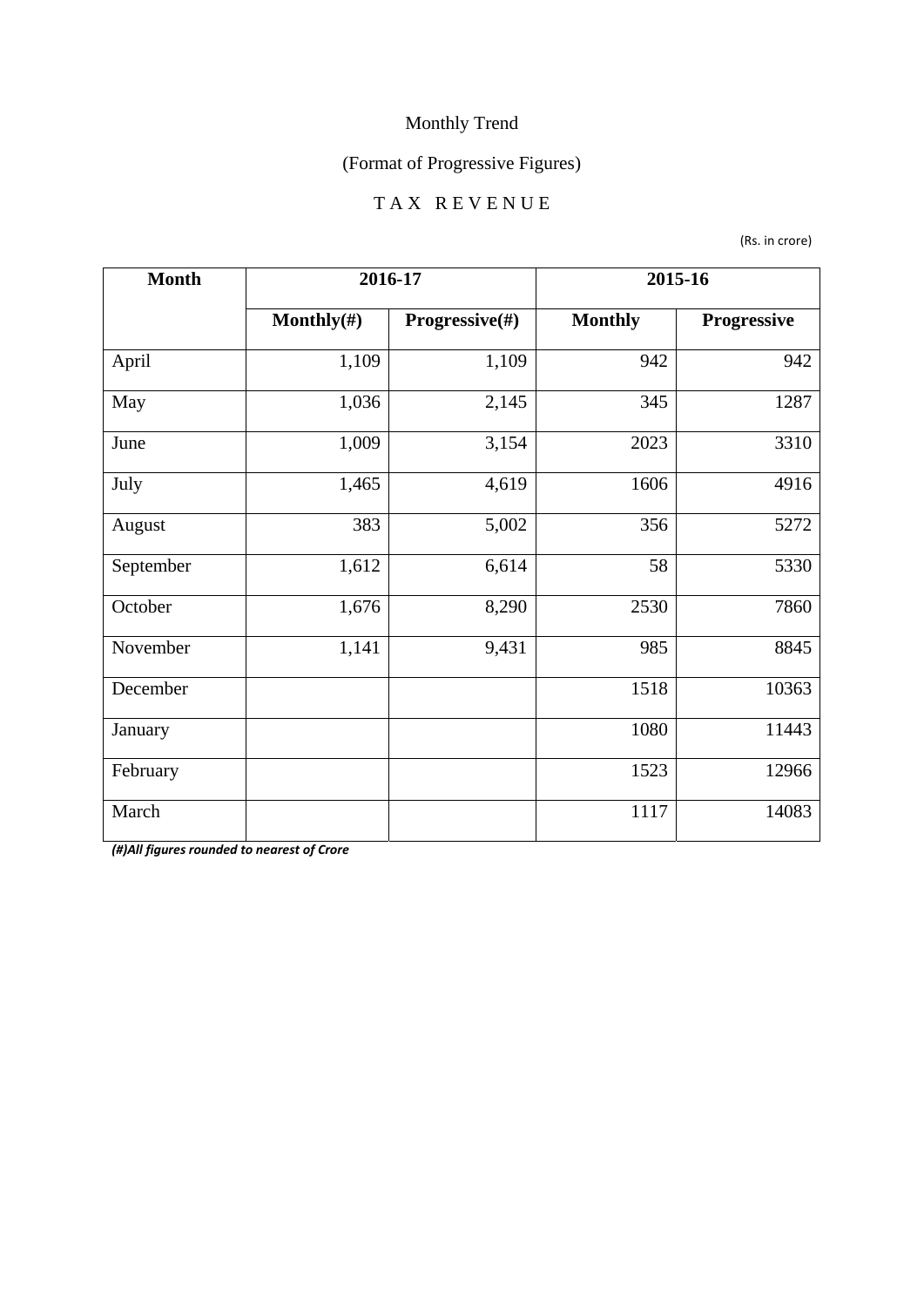Monthly Trend

(Format of Progressive Figures)

TAX REVENUE

(Rs. in crore)

| Month | 2016-17 | | 2015-16 | |
|---|---|---|---|---|
| | Monthly(#) | Progressive(#) | Monthly | Progressive |
| April | 1,109 | 1,109 | 942 | 942 |
| May | 1,036 | 2,145 | 345 | 1287 |
| June | 1,009 | 3,154 | 2023 | 3310 |
| July | 1,465 | 4,619 | 1606 | 4916 |
| August | 383 | 5,002 | 356 | 5272 |
| September | 1,612 | 6,614 | 58 | 5330 |
| October | 1,676 | 8,290 | 2530 | 7860 |
| November | 1,141 | 9,431 | 985 | 8845 |
| December | | | 1518 | 10363 |
| January | | | 1080 | 11443 |
| February | | | 1523 | 12966 |
| March | | | 1117 | 14083 |

***(#)All figures rounded to nearest of Crore***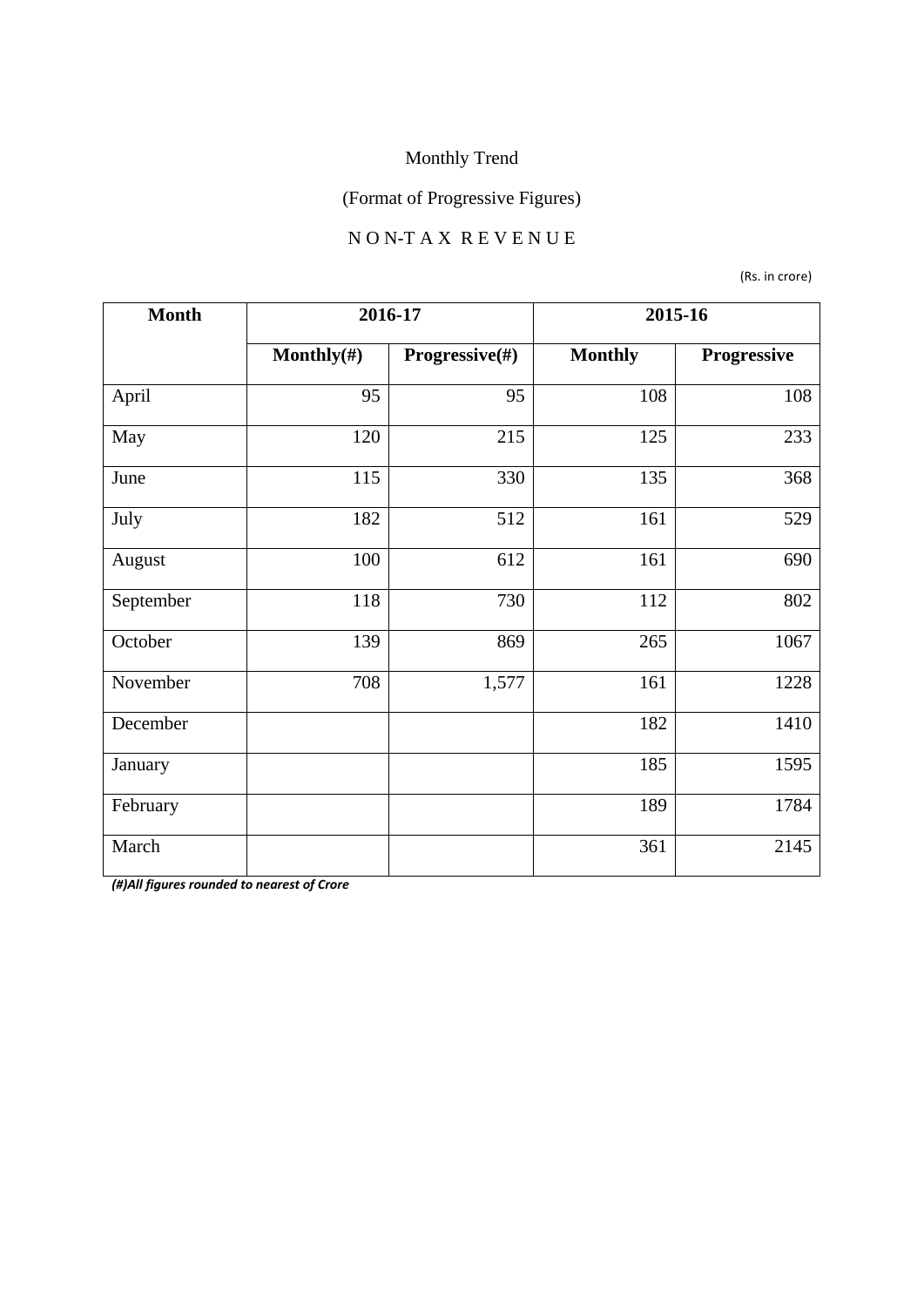Monthly Trend

(Format of Progressive Figures)

N O N-T A X R E V E N U E

(Rs. in crore)

| Month | 2016-17 | | 2015-16 | |
|---|---|---|---|---|
| | Monthly(#) | Progressive(#) | Monthly | Progressive |
| April | 95 | 95 | 108 | 108 |
| May | 120 | 215 | 125 | 233 |
| June | 115 | 330 | 135 | 368 |
| July | 182 | 512 | 161 | 529 |
| August | 100 | 612 | 161 | 690 |
| September | 118 | 730 | 112 | 802 |
| October | 139 | 869 | 265 | 1067 |
| November | 708 | 1,577 | 161 | 1228 |
| December | | | 182 | 1410 |
| January | | | 185 | 1595 |
| February | | | 189 | 1784 |
| March | | | 361 | 2145 |

***(#)All figures rounded to nearest of Crore***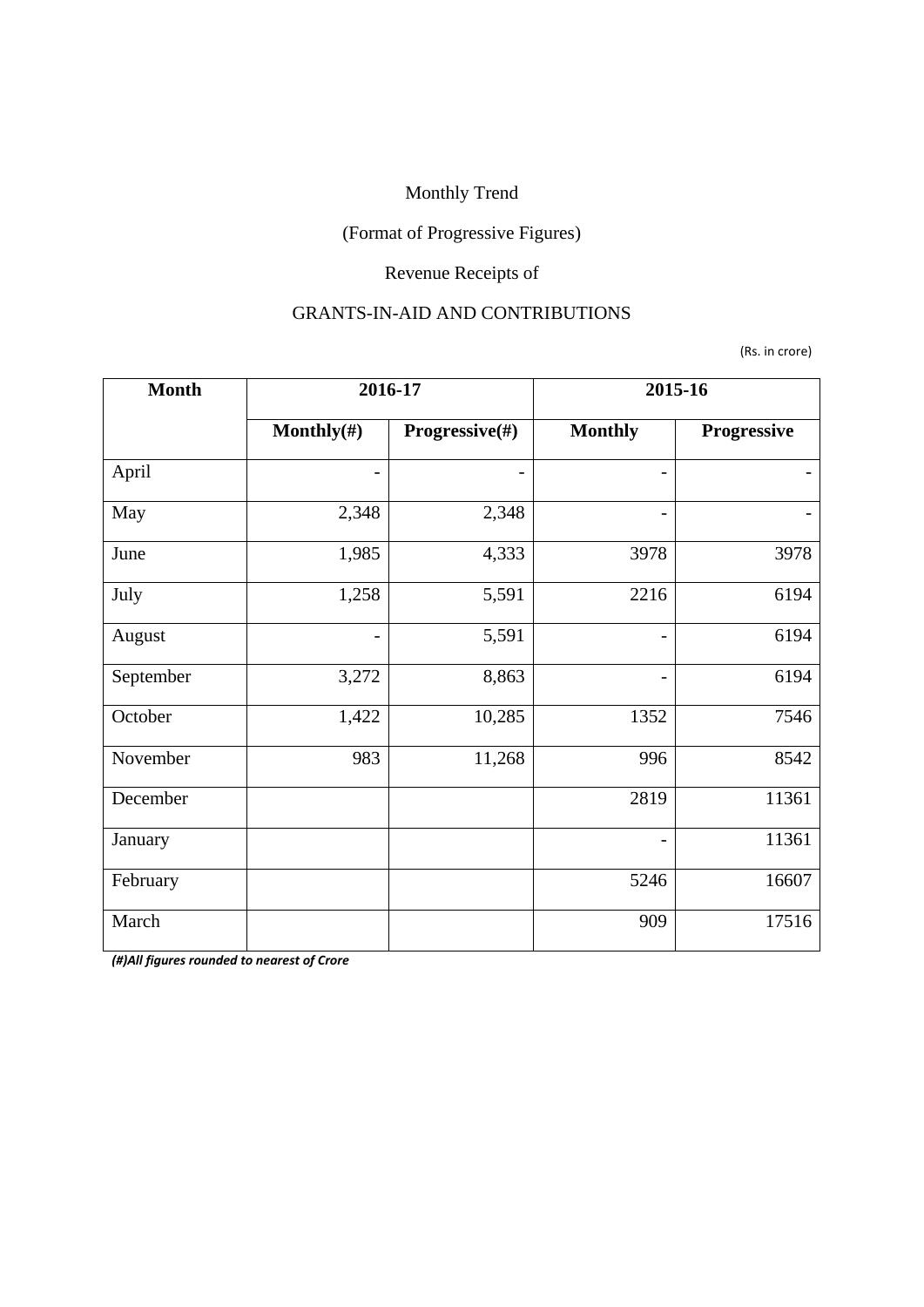Monthly Trend

(Format of Progressive Figures)

Revenue Receipts of

GRANTS-IN-AID AND CONTRIBUTIONS

(Rs. in crore)

| Month | 2016-17 | | 2015-16 | |
|---|---|---|---|---|
| | Monthly(#) | Progressive(#) | Monthly | Progressive |
| April | - | - | - | - |
| May | 2,348 | 2,348 | - | - |
| June | 1,985 | 4,333 | 3978 | 3978 |
| July | 1,258 | 5,591 | 2216 | 6194 |
| August | - | 5,591 | - | 6194 |
| September | 3,272 | 8,863 | - | 6194 |
| October | 1,422 | 10,285 | 1352 | 7546 |
| November | 983 | 11,268 | 996 | 8542 |
| December | | | 2819 | 11361 |
| January | | | - | 11361 |
| February | | | 5246 | 16607 |
| March | | | 909 | 17516 |

***(#)All figures rounded to nearest of Crore***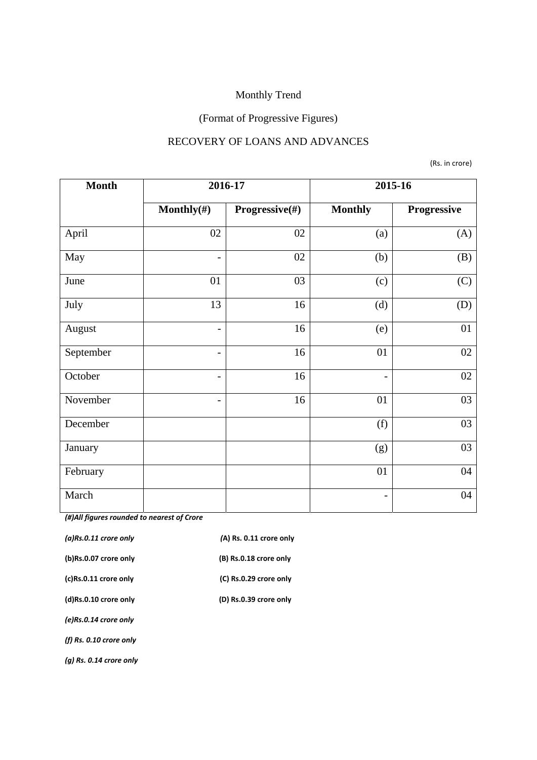Monthly Trend

(Format of Progressive Figures)

RECOVERY OF LOANS AND ADVANCES

(Rs. in crore)

| Month | 2016-17 | | 2015-16 | |
|---|---|---|---|---|
| | Monthly(#) | Progressive(#) | Monthly | Progressive |
| April | 02 | 02 | (a) | (A) |
| May | - | 02 | (b) | (B) |
| June | 01 | 03 | (c) | (C) |
| July | 13 | 16 | (d) | (D) |
| August | - | 16 | (e) | 01 |
| September | - | 16 | 01 | 02 |
| October | - | 16 | - | 02 |
| November | - | 16 | 01 | 03 |
| December | | | (f) | 03 |
| January | | | (g) | 03 |
| February | | | 01 | 04 |
| March | | | - | 04 |

***(#)All figures rounded to nearest of Crore***

*(a)Rs.0.11 crore only* (A) Rs. 0.11 crore only

**(b)Rs.0.07 crore only** **(B) Rs.0.18 crore only**

**(c)Rs.0.11 crore only** **(C) Rs.0.29 crore only**

**(d)Rs.0.10 crore only** **(D) Rs.0.39 crore only**

***(e)Rs.0.14 crore only***

***(f) Rs. 0.10 crore only***

***(g) Rs. 0.14 crore only***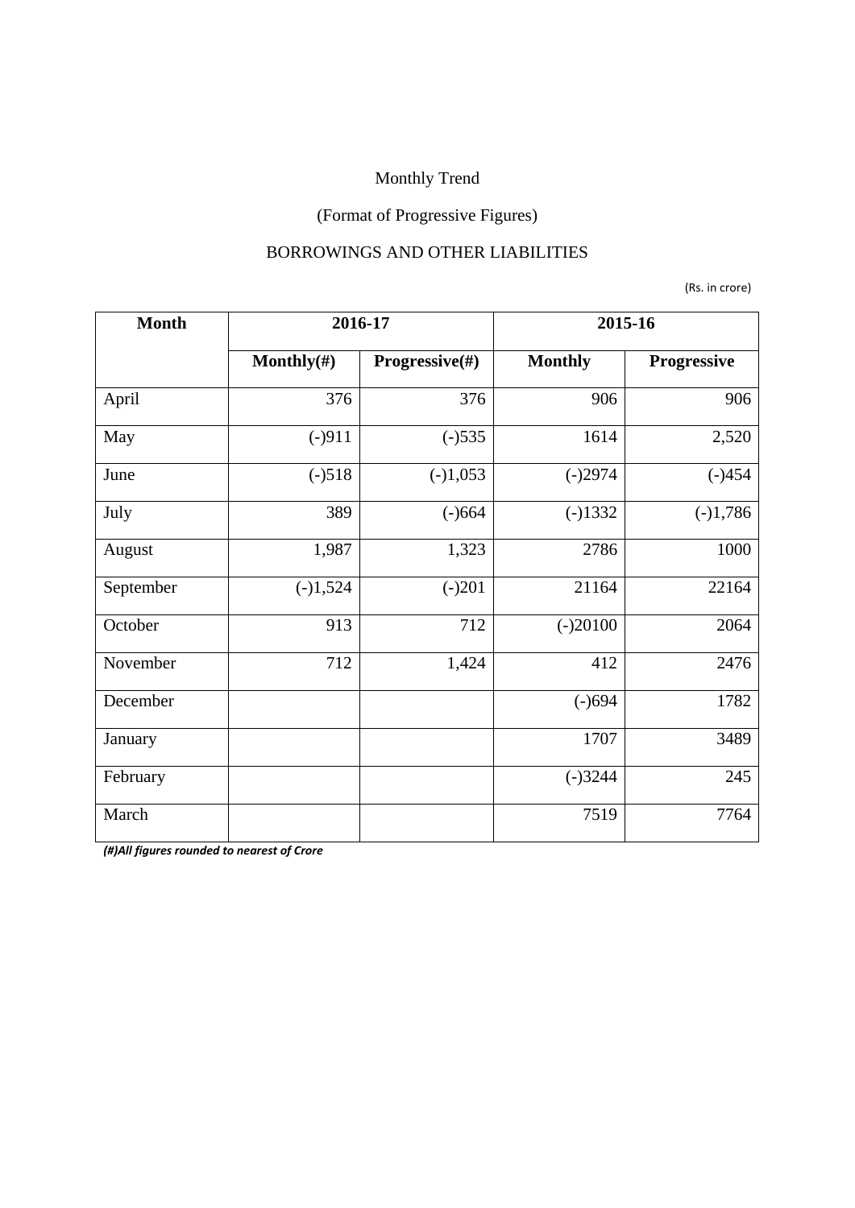Monthly Trend

(Format of Progressive Figures)

BORROWINGS AND OTHER LIABILITIES

(Rs. in crore)

| Month | 2016-17 | | 2015-16 | |
|---|---|---|---|---|
| | Monthly(#) | Progressive(#) | Monthly | Progressive |
| April | 376 | 376 | 906 | 906 |
| May | (-)911 | (-)535 | 1614 | 2,520 |
| June | (-)518 | (-)1,053 | (-)2974 | (-)454 |
| July | 389 | (-)664 | (-)1332 | (-)1,786 |
| August | 1,987 | 1,323 | 2786 | 1000 |
| September | (-)1,524 | (-)201 | 21164 | 22164 |
| October | 913 | 712 | (-)20100 | 2064 |
| November | 712 | 1,424 | 412 | 2476 |
| December | | | (-)694 | 1782 |
| January | | | 1707 | 3489 |
| February | | | (-)3244 | 245 |
| March | | | 7519 | 7764 |

***(#)All figures rounded to nearest of Crore***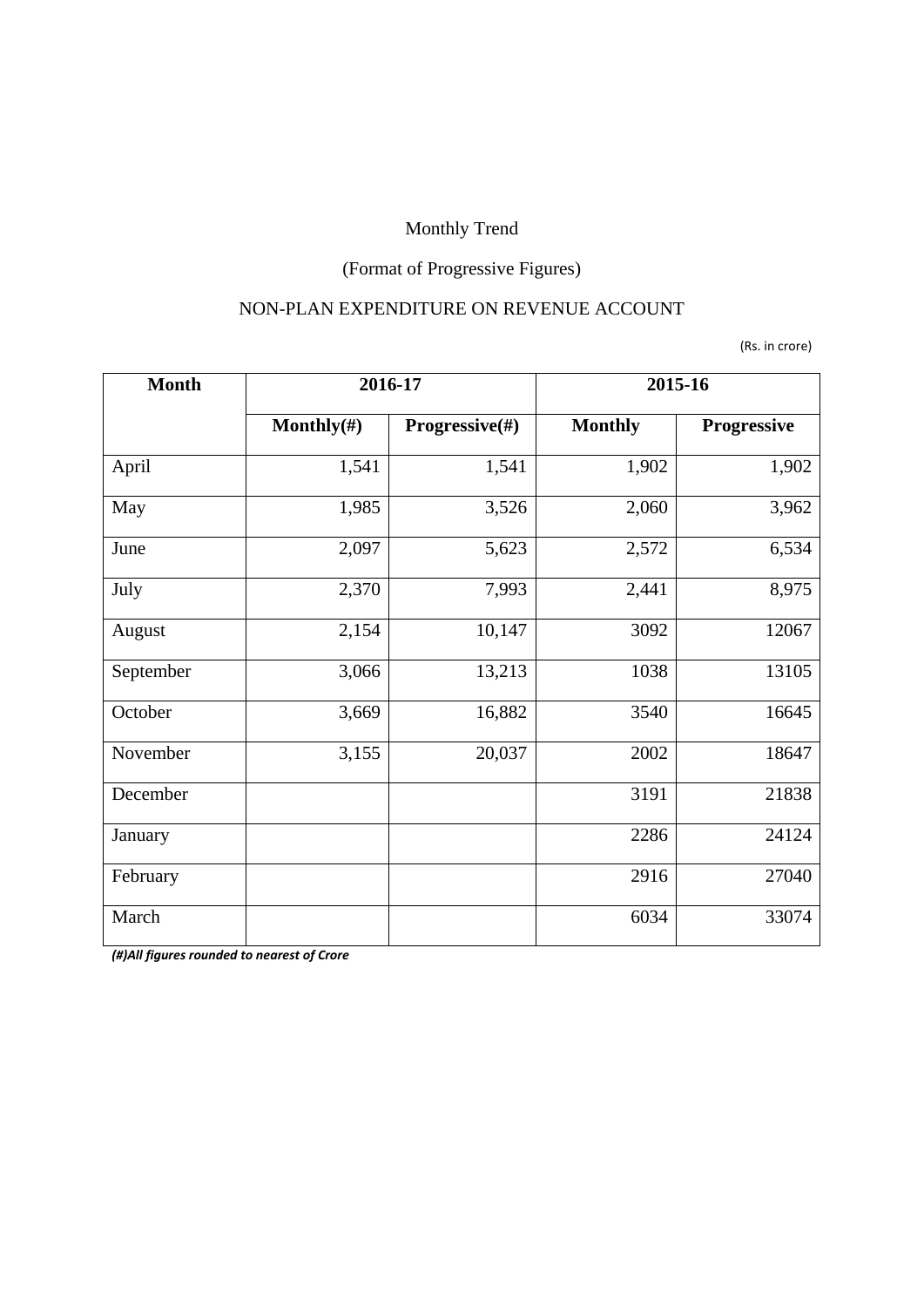Monthly Trend

(Format of Progressive Figures)

NON-PLAN EXPENDITURE ON REVENUE ACCOUNT

(Rs. in crore)

| Month | 2016-17 | | 2015-16 | |
|---|---|---|---|---|
| | Monthly(#) | Progressive(#) | Monthly | Progressive |
| April | 1,541 | 1,541 | 1,902 | 1,902 |
| May | 1,985 | 3,526 | 2,060 | 3,962 |
| June | 2,097 | 5,623 | 2,572 | 6,534 |
| July | 2,370 | 7,993 | 2,441 | 8,975 |
| August | 2,154 | 10,147 | 3092 | 12067 |
| September | 3,066 | 13,213 | 1038 | 13105 |
| October | 3,669 | 16,882 | 3540 | 16645 |
| November | 3,155 | 20,037 | 2002 | 18647 |
| December | | | 3191 | 21838 |
| January | | | 2286 | 24124 |
| February | | | 2916 | 27040 |
| March | | | 6034 | 33074 |

***(#)All figures rounded to nearest of Crore***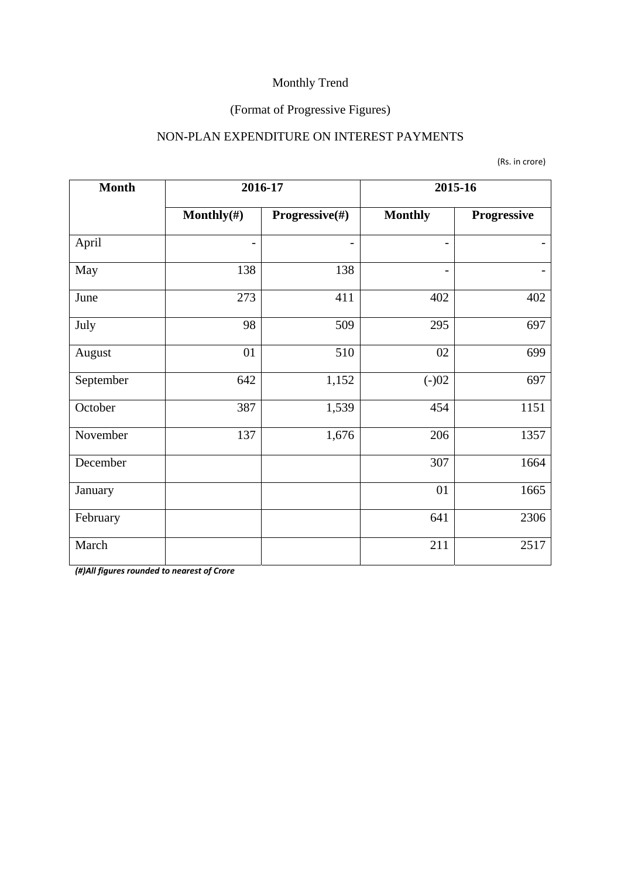Monthly Trend

(Format of Progressive Figures)

NON-PLAN EXPENDITURE ON INTEREST PAYMENTS

(Rs. in crore)

| Month | 2016-17 | | 2015-16 | |
|---|---|---|---|---|
| | Monthly(#) | Progressive(#) | Monthly | Progressive |
| April | - | - | - | - |
| May | 138 | 138 | - | - |
| June | 273 | 411 | 402 | 402 |
| July | 98 | 509 | 295 | 697 |
| August | 01 | 510 | 02 | 699 |
| September | 642 | 1,152 | (-)02 | 697 |
| October | 387 | 1,539 | 454 | 1151 |
| November | 137 | 1,676 | 206 | 1357 |
| December | | | 307 | 1664 |
| January | | | 01 | 1665 |
| February | | | 641 | 2306 |
| March | | | 211 | 2517 |

***(#)All figures rounded to nearest of Crore***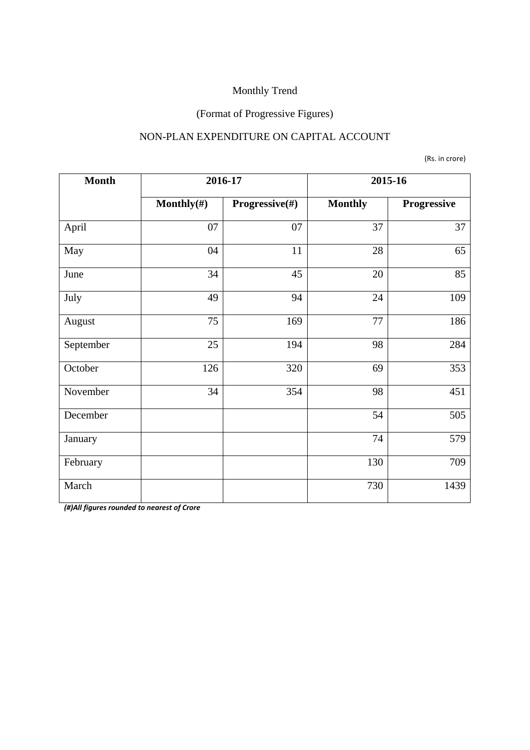Monthly Trend

(Format of Progressive Figures)

NON-PLAN EXPENDITURE ON CAPITAL ACCOUNT

(Rs. in crore)

| Month | 2016-17 | | 2015-16 | |
|---|---|---|---|---|
| | **Monthly(#)** | **Progressive(#)** | **Monthly** | **Progressive** |
| April | 07 | 07 | 37 | 37 |
| May | 04 | 11 | 28 | 65 |
| June | 34 | 45 | 20 | 85 |
| July | 49 | 94 | 24 | 109 |
| August | 75 | 169 | 77 | 186 |
| September | 25 | 194 | 98 | 284 |
| October | 126 | 320 | 69 | 353 |
| November | 34 | 354 | 98 | 451 |
| December | | | 54 | 505 |
| January | | | 74 | 579 |
| February | | | 130 | 709 |
| March | | | 730 | 1439 |

***(#)All figures rounded to nearest of Crore***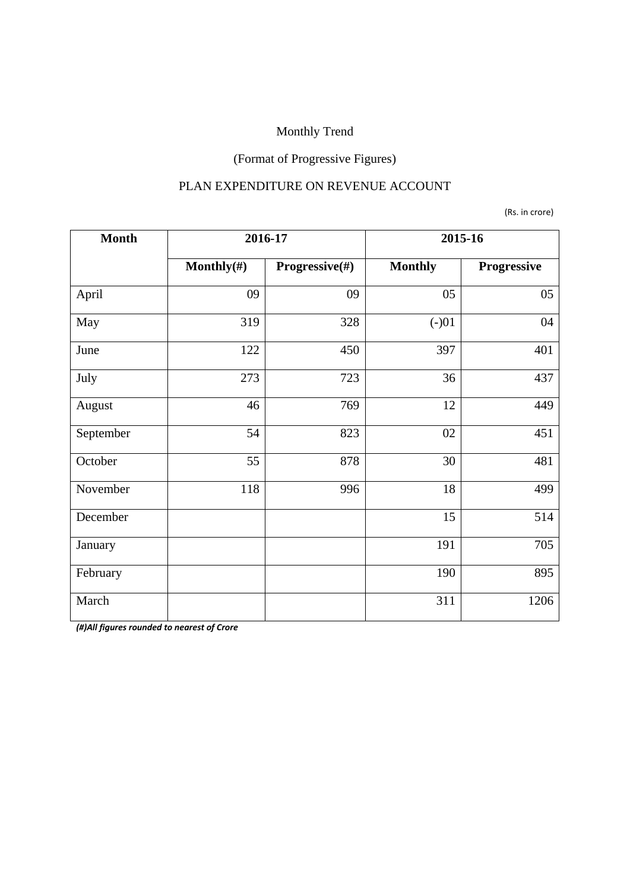Monthly Trend

(Format of Progressive Figures)

PLAN EXPENDITURE ON REVENUE ACCOUNT

(Rs. in crore)

| Month | 2016-17 | | 2015-16 | |
|---|---|---|---|---|
| | Monthly(#) | Progressive(#) | Monthly | Progressive |
| April | 09 | 09 | 05 | 05 |
| May | 319 | 328 | (-)01 | 04 |
| June | 122 | 450 | 397 | 401 |
| July | 273 | 723 | 36 | 437 |
| August | 46 | 769 | 12 | 449 |
| September | 54 | 823 | 02 | 451 |
| October | 55 | 878 | 30 | 481 |
| November | 118 | 996 | 18 | 499 |
| December | | | 15 | 514 |
| January | | | 191 | 705 |
| February | | | 190 | 895 |
| March | | | 311 | 1206 |

***(#)All figures rounded to nearest of Crore***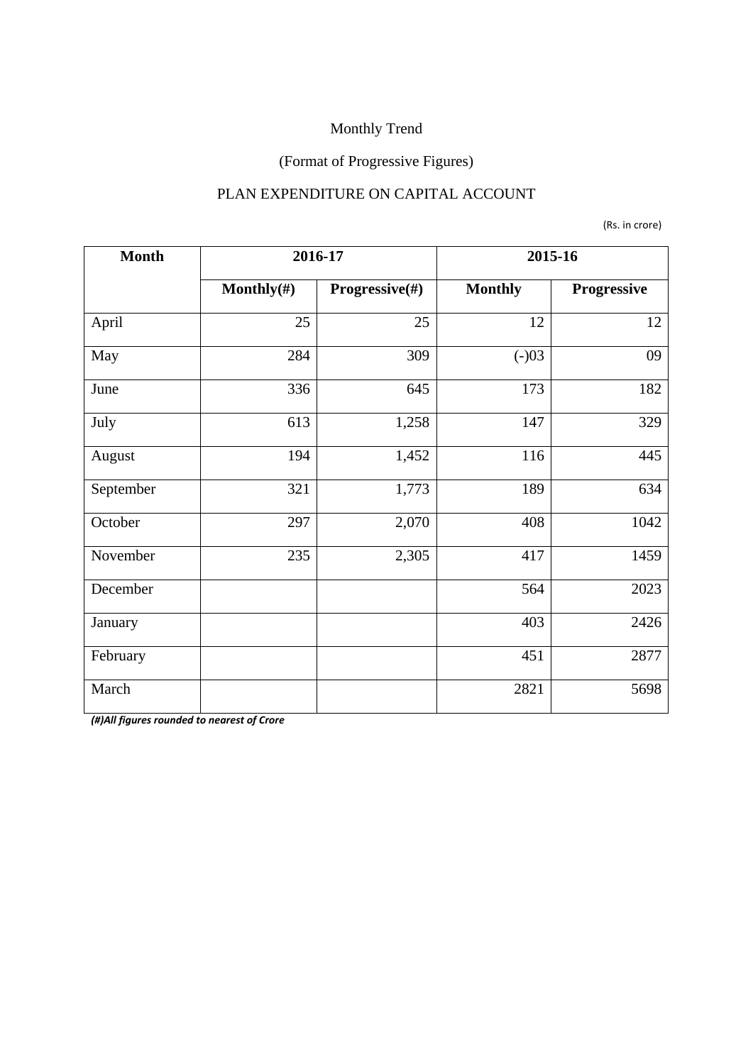Monthly Trend

(Format of Progressive Figures)

PLAN EXPENDITURE ON CAPITAL ACCOUNT

(Rs. in crore)

| Month | 2016-17 | | 2015-16 | |
|---|---|---|---|---|
| | Monthly(#) | Progressive(#) | Monthly | Progressive |
| April | 25 | 25 | 12 | 12 |
| May | 284 | 309 | (-)03 | 09 |
| June | 336 | 645 | 173 | 182 |
| July | 613 | 1,258 | 147 | 329 |
| August | 194 | 1,452 | 116 | 445 |
| September | 321 | 1,773 | 189 | 634 |
| October | 297 | 2,070 | 408 | 1042 |
| November | 235 | 2,305 | 417 | 1459 |
| December | | | 564 | 2023 |
| January | | | 403 | 2426 |
| February | | | 451 | 2877 |
| March | | | 2821 | 5698 |

***(#)All figures rounded to nearest of Crore***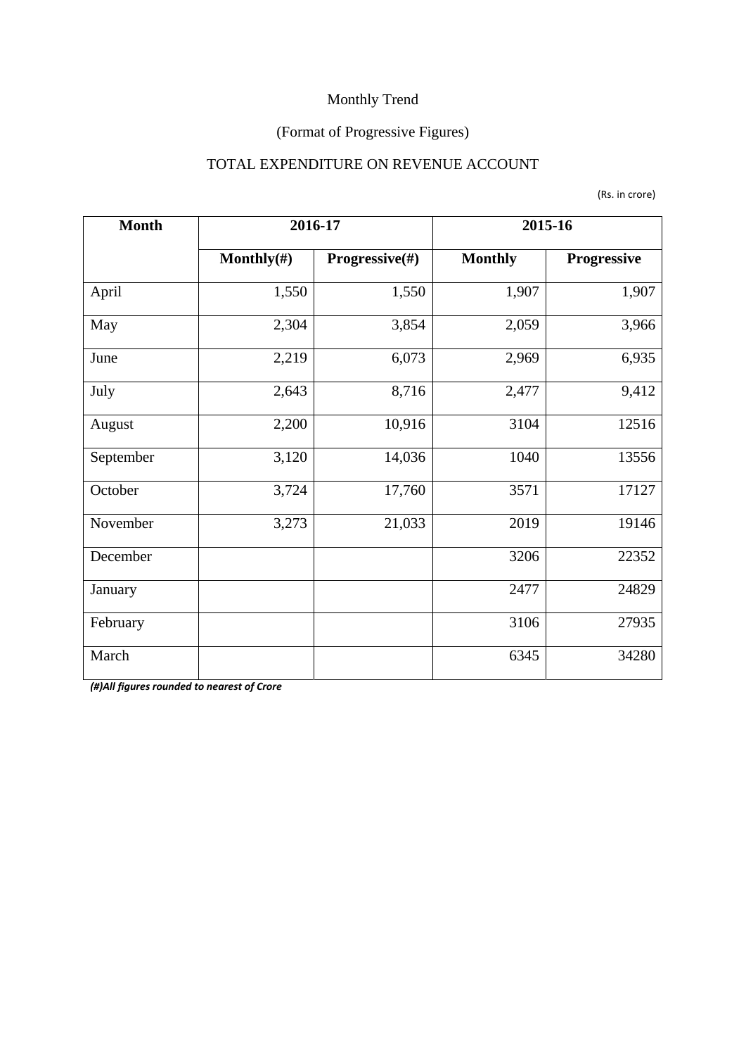Monthly Trend

(Format of Progressive Figures)

TOTAL EXPENDITURE ON REVENUE ACCOUNT

(Rs. in crore)

| Month | 2016-17 | | 2015-16 | |
|---|---|---|---|---|
| | Monthly(#) | Progressive(#) | Monthly | Progressive |
| April | 1,550 | 1,550 | 1,907 | 1,907 |
| May | 2,304 | 3,854 | 2,059 | 3,966 |
| June | 2,219 | 6,073 | 2,969 | 6,935 |
| July | 2,643 | 8,716 | 2,477 | 9,412 |
| August | 2,200 | 10,916 | 3104 | 12516 |
| September | 3,120 | 14,036 | 1040 | 13556 |
| October | 3,724 | 17,760 | 3571 | 17127 |
| November | 3,273 | 21,033 | 2019 | 19146 |
| December | | | 3206 | 22352 |
| January | | | 2477 | 24829 |
| February | | | 3106 | 27935 |
| March | | | 6345 | 34280 |

*(#)All figures rounded to nearest of Crore*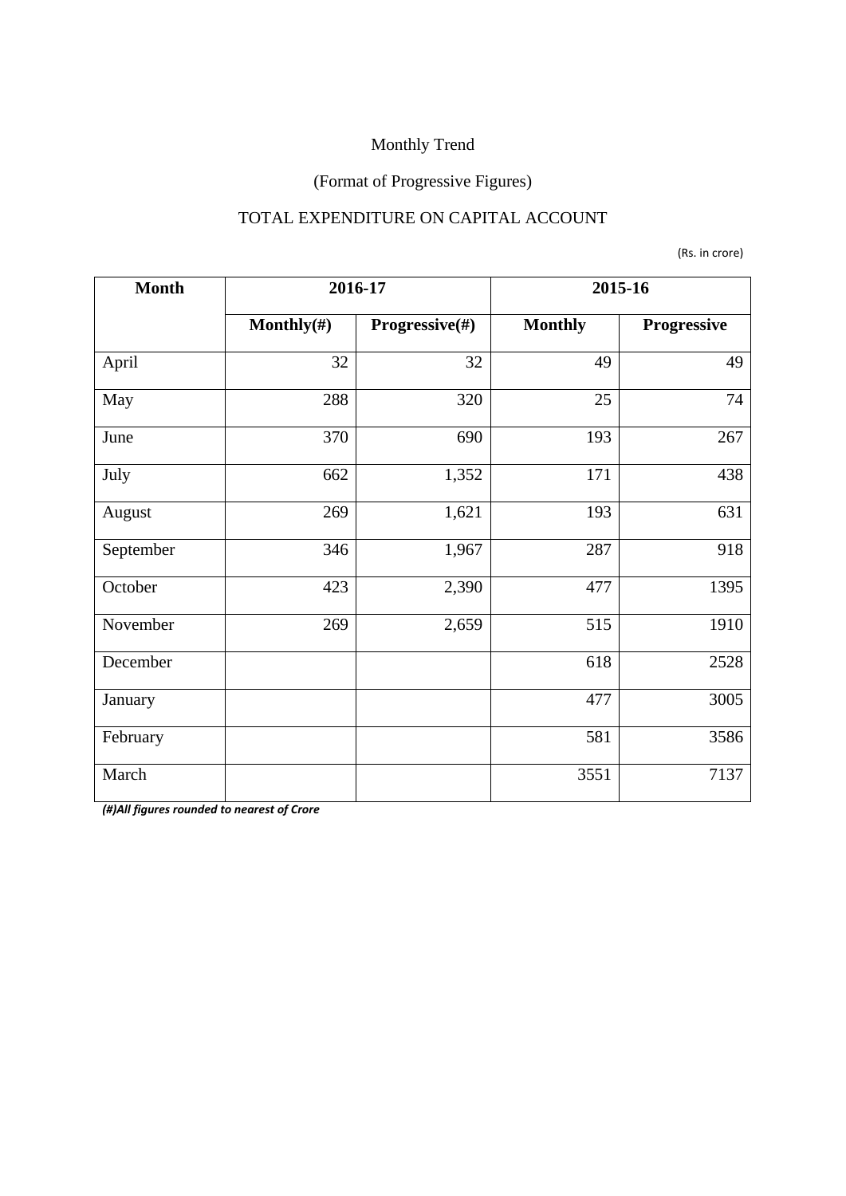Monthly Trend

(Format of Progressive Figures)

TOTAL EXPENDITURE ON CAPITAL ACCOUNT

(Rs. in crore)

| Month | 2016-17 | | 2015-16 | |
|---|---|---|---|---|
| | Monthly(#) | Progressive(#) | Monthly | Progressive |
| April | 32 | 32 | 49 | 49 |
| May | 288 | 320 | 25 | 74 |
| June | 370 | 690 | 193 | 267 |
| July | 662 | 1,352 | 171 | 438 |
| August | 269 | 1,621 | 193 | 631 |
| September | 346 | 1,967 | 287 | 918 |
| October | 423 | 2,390 | 477 | 1395 |
| November | 269 | 2,659 | 515 | 1910 |
| December | | | 618 | 2528 |
| January | | | 477 | 3005 |
| February | | | 581 | 3586 |
| March | | | 3551 | 7137 |

*(#)All figures rounded to nearest of Crore*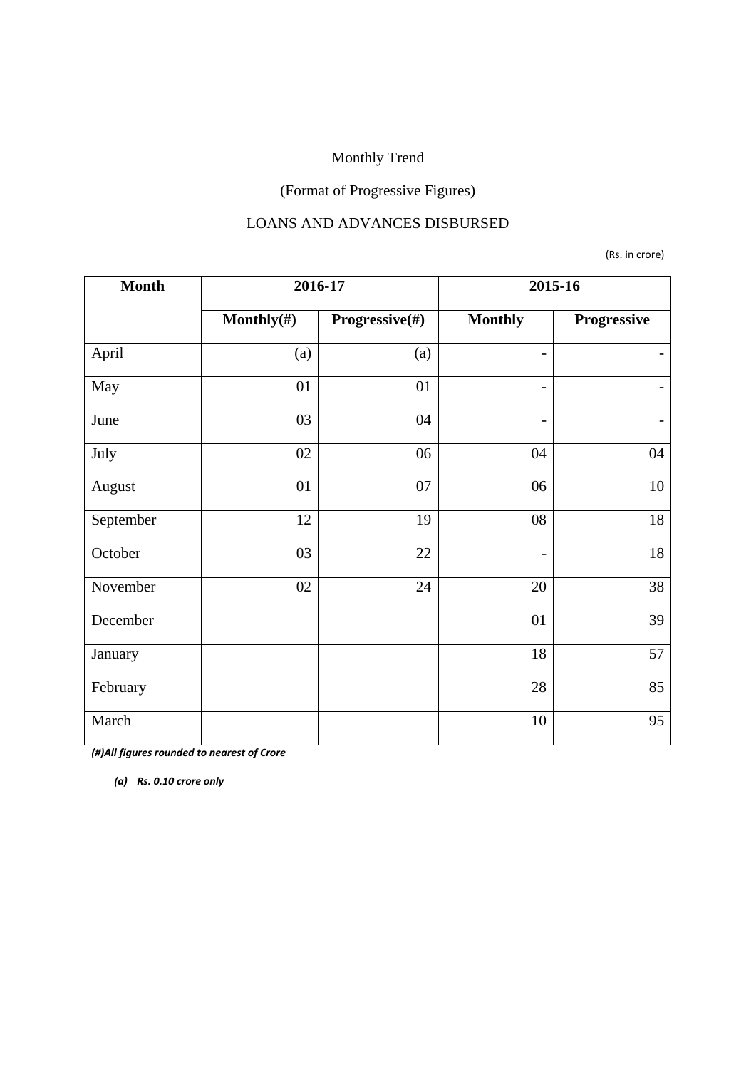Monthly Trend

(Format of Progressive Figures)

LOANS AND ADVANCES DISBURSED

(Rs. in crore)

| Month | 2016-17 | | 2015-16 | |
|---|---|---|---|---|
| | Monthly(#) | Progressive(#) | Monthly | Progressive |
| April | (a) | (a) | - | - |
| May | 01 | 01 | - | - |
| June | 03 | 04 | - | - |
| July | 02 | 06 | 04 | 04 |
| August | 01 | 07 | 06 | 10 |
| September | 12 | 19 | 08 | 18 |
| October | 03 | 22 | - | 18 |
| November | 02 | 24 | 20 | 38 |
| December | | | 01 | 39 |
| January | | | 18 | 57 |
| February | | | 28 | 85 |
| March | | | 10 | 95 |

*(#)All figures rounded to nearest of Crore*

*(a) Rs. 0.10 crore only*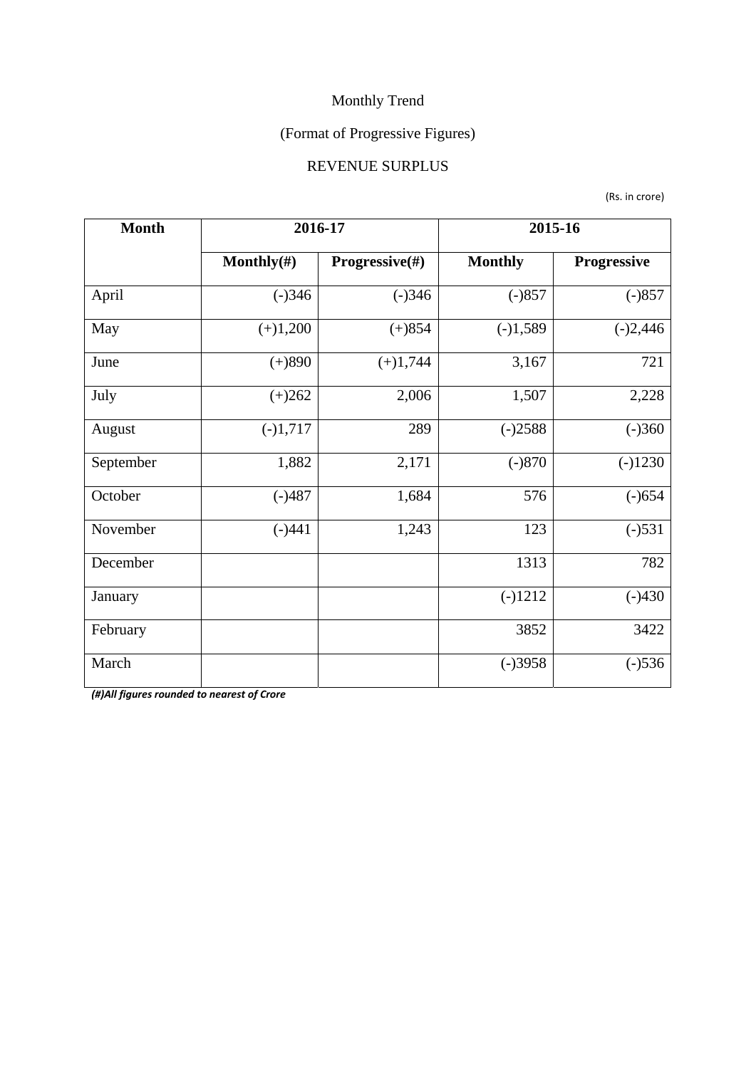Monthly Trend

(Format of Progressive Figures)

REVENUE SURPLUS

(Rs. in crore)

| Month | 2016-17 | | 2015-16 | |
|---|---|---|---|---|
| | Monthly(#) | Progressive(#) | Monthly | Progressive |
| April | (-)346 | (-)346 | (-)857 | (-)857 |
| May | (+)1,200 | (+)854 | (-)1,589 | (-)2,446 |
| June | (+)890 | (+)1,744 | 3,167 | 721 |
| July | (+)262 | 2,006 | 1,507 | 2,228 |
| August | (-)1,717 | 289 | (-)2588 | (-)360 |
| September | 1,882 | 2,171 | (-)870 | (-)1230 |
| October | (-)487 | 1,684 | 576 | (-)654 |
| November | (-)441 | 1,243 | 123 | (-)531 |
| December | | | 1313 | 782 |
| January | | | (-)1212 | (-)430 |
| February | | | 3852 | 3422 |
| March | | | (-)3958 | (-)536 |

***(#)All figures rounded to nearest of Crore***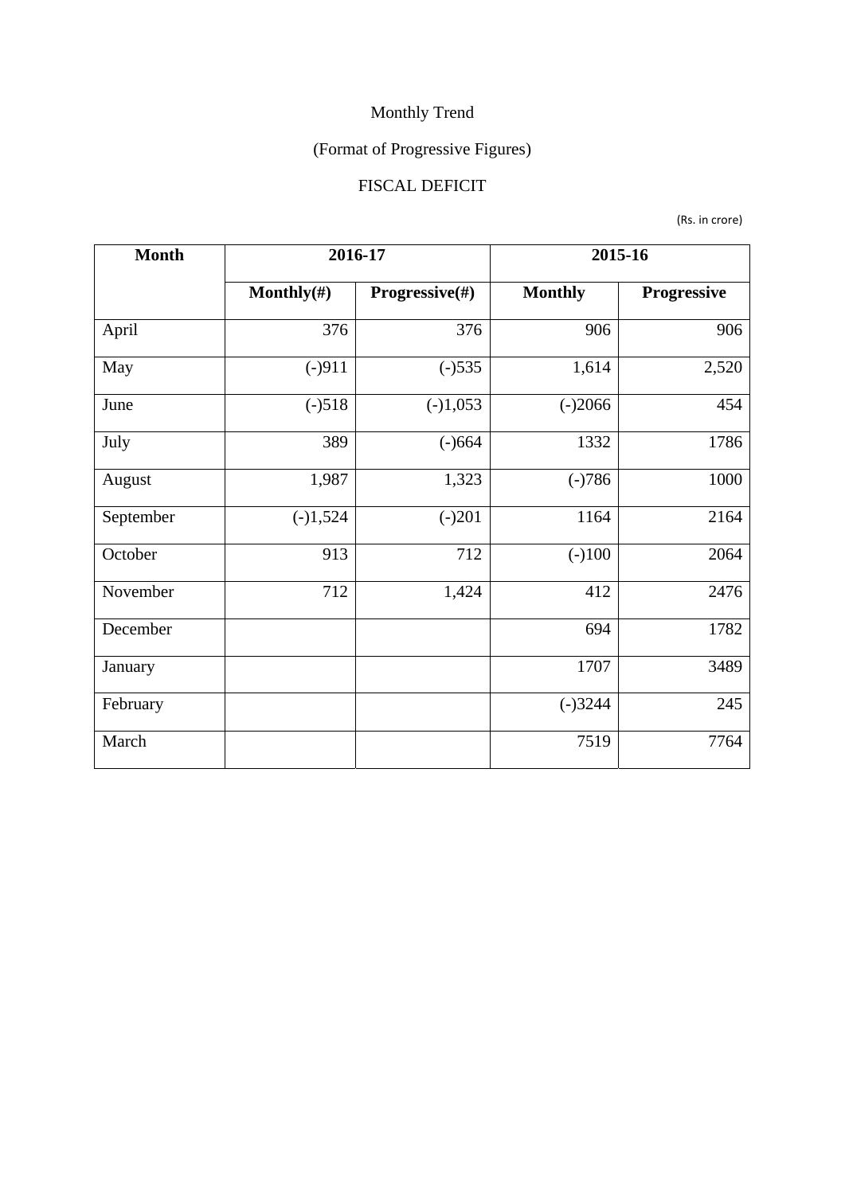Monthly Trend

(Format of Progressive Figures)

FISCAL DEFICIT

(Rs. in crore)

| Month | 2016-17 | | 2015-16 | |
|---|---|---|---|---|
| | Monthly(#) | Progressive(#) | Monthly | Progressive |
| April | 376 | 376 | 906 | 906 |
| May | (-)911 | (-)535 | 1,614 | 2,520 |
| June | (-)518 | (-)1,053 | (-)2066 | 454 |
| July | 389 | (-)664 | 1332 | 1786 |
| August | 1,987 | 1,323 | (-)786 | 1000 |
| September | (-)1,524 | (-)201 | 1164 | 2164 |
| October | 913 | 712 | (-)100 | 2064 |
| November | 712 | 1,424 | 412 | 2476 |
| December | | | 694 | 1782 |
| January | | | 1707 | 3489 |
| February | | | (-)3244 | 245 |
| March | | | 7519 | 7764 |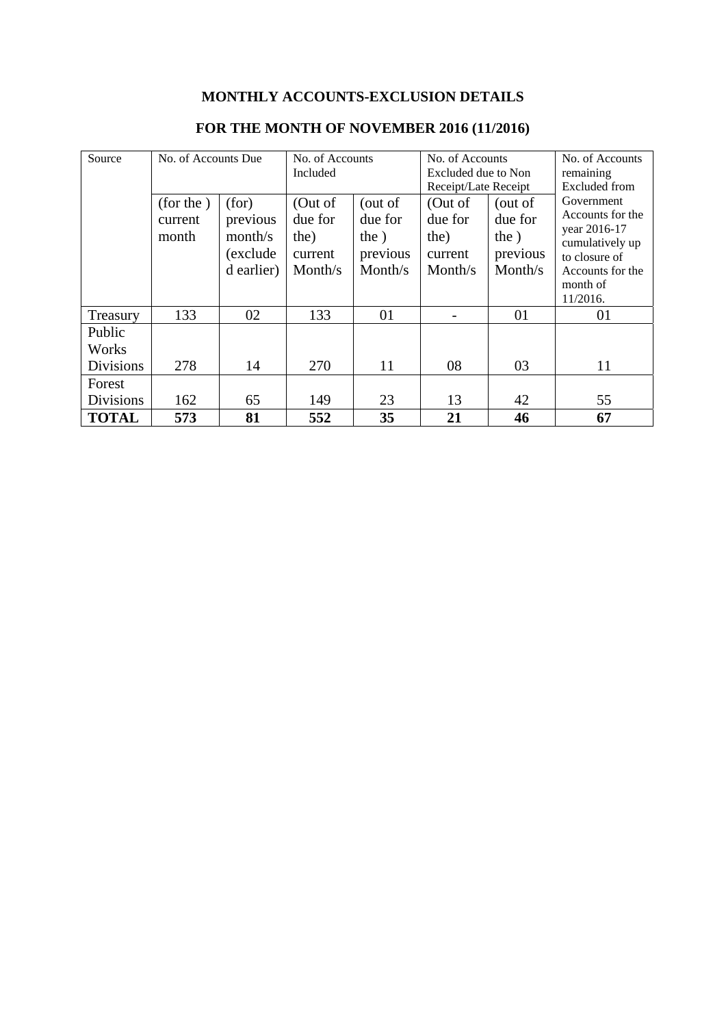**MONTHLY ACCOUNTS-EXCLUSION DETAILS**

**FOR THE MONTH OF NOVEMBER 2016 (11/2016)**

| Source | No. of Accounts Due | | No. of Accounts Included | | No. of Accounts Excluded due to Non Receipt/Late Receipt | | No. of Accounts remaining Excluded from Government Accounts for the year 2016-17 cumulatively up to closure of Accounts for the month of 11/2016. |
|---|---|---|---|---|---|---|---|
| | (for the ) current month | (for) previous month/s (excluded earlier) | (Out of due for the) current Month/s | (out of due for the ) previous Month/s | (Out of due for the) current Month/s | (out of due for the ) previous Month/s | |
| Treasury | 133 | 02 | 133 | 01 | - | 01 | 01 |
| Public Works Divisions | 278 | 14 | 270 | 11 | 08 | 03 | 11 |
| Forest Divisions | 162 | 65 | 149 | 23 | 13 | 42 | 55 |
| **TOTAL** | **573** | **81** | **552** | **35** | **21** | **46** | **67** |